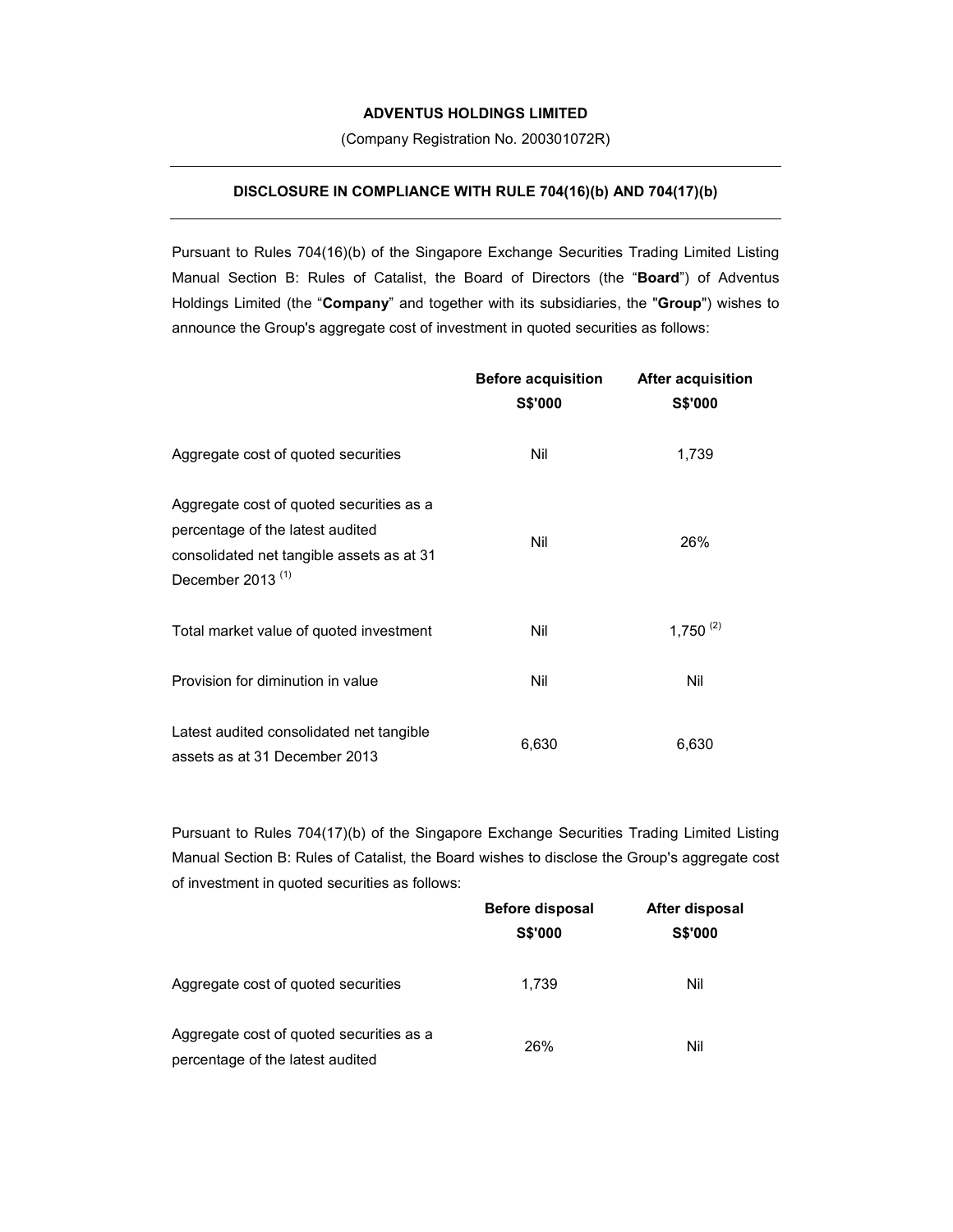**ADVENTUS HOLDINGS LIMITED**

(Company Registration No. 200301072R)

---

**DISCLOSURE IN COMPLIANCE WITH RULE 704(16)(b) AND 704(17)(b)**

---

Pursuant to Rules 704(16)(b) of the Singapore Exchange Securities Trading Limited Listing Manual Section B: Rules of Catalist, the Board of Directors (the "**Board**") of Adventus Holdings Limited (the "**Company**" and together with its subsidiaries, the "**Group**") wishes to announce the Group's aggregate cost of investment in quoted securities as follows:

| | **Before acquisition S$'000** | **After acquisition S$'000** |
|---|---|---|
| Aggregate cost of quoted securities | Nil | 1,739 |
| Aggregate cost of quoted securities as a percentage of the latest audited consolidated net tangible assets as at 31 December 2013 (1) | Nil | 26% |
| Total market value of quoted investment | Nil | 1,750 (2) |
| Provision for diminution in value | Nil | Nil |
| Latest audited consolidated net tangible assets as at 31 December 2013 | 6,630 | 6,630 |

Pursuant to Rules 704(17)(b) of the Singapore Exchange Securities Trading Limited Listing Manual Section B: Rules of Catalist, the Board wishes to disclose the Group's aggregate cost of investment in quoted securities as follows:

| | **Before disposal S$'000** | **After disposal S$'000** |
|---|---|---|
| Aggregate cost of quoted securities | 1,739 | Nil |
| Aggregate cost of quoted securities as a percentage of the latest audited | 26% | Nil |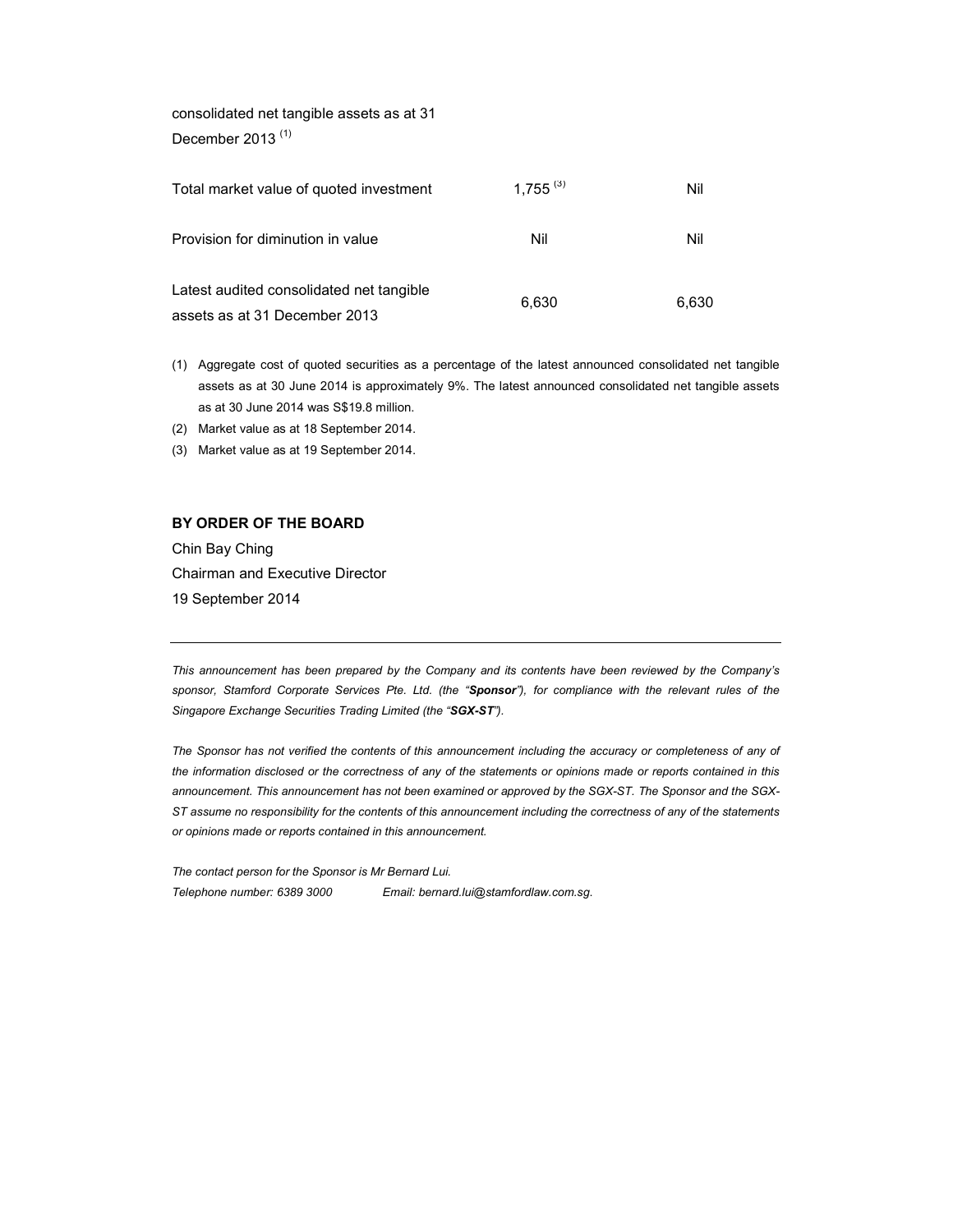| | | |
|---|---|---|
| consolidated net tangible assets as at 31 December 2013 [(1)] | | |
| Total market value of quoted investment | 1,755 [(3)] | Nil |
| Provision for diminution in value | Nil | Nil |
| Latest audited consolidated net tangible assets as at 31 December 2013 | 6,630 | 6,630 |

(1) Aggregate cost of quoted securities as a percentage of the latest announced consolidated net tangible assets as at 30 June 2014 is approximately 9%. The latest announced consolidated net tangible assets as at 30 June 2014 was S$19.8 million.

(2) Market value as at 18 September 2014.

(3) Market value as at 19 September 2014.

**BY ORDER OF THE BOARD**

Chin Bay Ching
Chairman and Executive Director
19 September 2014

---

*This announcement has been prepared by the Company and its contents have been reviewed by the Company's sponsor, Stamford Corporate Services Pte. Ltd. (the "**Sponsor**"), for compliance with the relevant rules of the Singapore Exchange Securities Trading Limited (the "**SGX-ST**").*

*The Sponsor has not verified the contents of this announcement including the accuracy or completeness of any of the information disclosed or the correctness of any of the statements or opinions made or reports contained in this announcement. This announcement has not been examined or approved by the SGX-ST. The Sponsor and the SGX-ST assume no responsibility for the contents of this announcement including the correctness of any of the statements or opinions made or reports contained in this announcement.*

*The contact person for the Sponsor is Mr Bernard Lui.*
*Telephone number: 6389 3000 Email: bernard.lui@stamfordlaw.com.sg.*